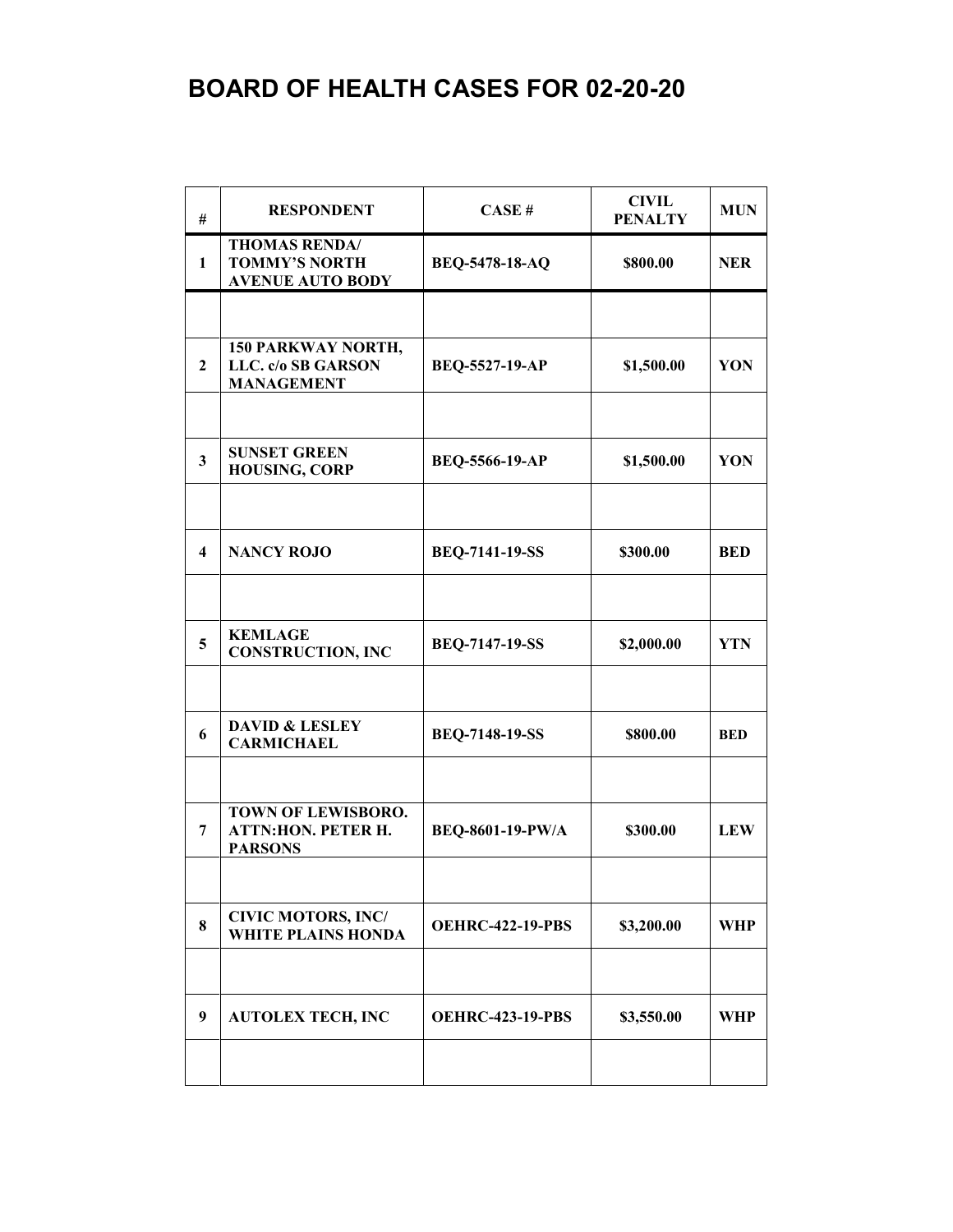# BOARD OF HEALTH CASES FOR 02-20-20

| # | RESPONDENT | CASE # | CIVIL PENALTY | MUN |
|---|---|---|---|---|
| 1 | THOMAS RENDA/ TOMMY'S NORTH AVENUE AUTO BODY | BEQ-5478-18-AQ | $800.00 | NER |
| | | | | |
| 2 | 150 PARKWAY NORTH, LLC. c/o SB GARSON MANAGEMENT | BEQ-5527-19-AP | $1,500.00 | YON |
| | | | | |
| 3 | SUNSET GREEN HOUSING, CORP | BEQ-5566-19-AP | $1,500.00 | YON |
| | | | | |
| 4 | NANCY ROJO | BEQ-7141-19-SS | $300.00 | BED |
| | | | | |
| 5 | KEMLAGE CONSTRUCTION, INC | BEQ-7147-19-SS | $2,000.00 | YTN |
| | | | | |
| 6 | DAVID & LESLEY CARMICHAEL | BEQ-7148-19-SS | $800.00 | BED |
| | | | | |
| 7 | TOWN OF LEWISBORO. ATTN:HON. PETER H. PARSONS | BEQ-8601-19-PW/A | $300.00 | LEW |
| | | | | |
| 8 | CIVIC MOTORS, INC/ WHITE PLAINS HONDA | OEHRC-422-19-PBS | $3,200.00 | WHP |
| | | | | |
| 9 | AUTOLEX TECH, INC | OEHRC-423-19-PBS | $3,550.00 | WHP |
| | | | | |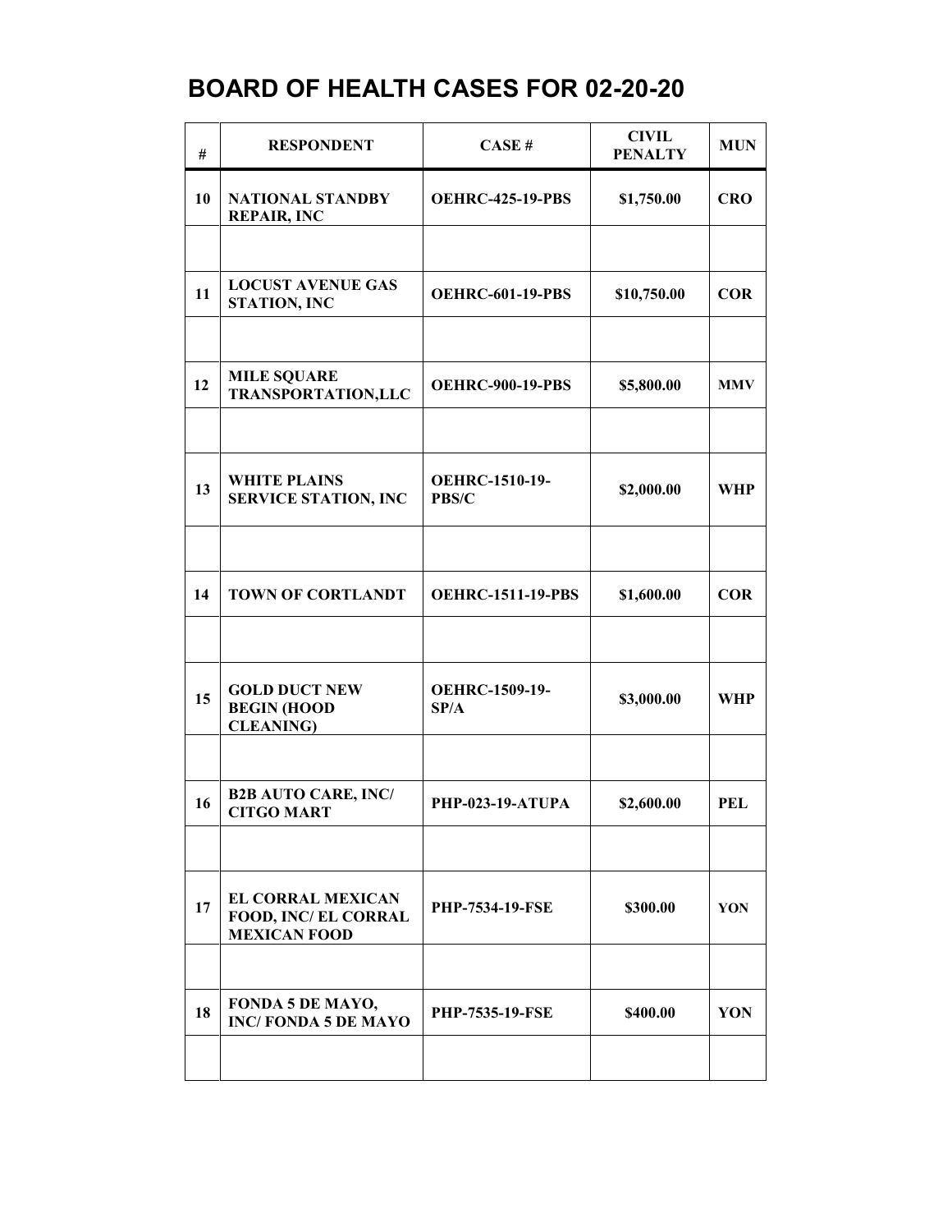# BOARD OF HEALTH CASES FOR 02-20-20

| # | RESPONDENT | CASE # | CIVIL PENALTY | MUN |
|---|---|---|---|---|
| 10 | NATIONAL STANDBY REPAIR, INC | OEHRC-425-19-PBS | $1,750.00 | CRO |
| | | | | |
| 11 | LOCUST AVENUE GAS STATION, INC | OEHRC-601-19-PBS | $10,750.00 | COR |
| | | | | |
| 12 | MILE SQUARE TRANSPORTATION,LLC | OEHRC-900-19-PBS | $5,800.00 | MMV |
| | | | | |
| 13 | WHITE PLAINS SERVICE STATION, INC | OEHRC-1510-19-PBS/C | $2,000.00 | WHP |
| | | | | |
| 14 | TOWN OF CORTLANDT | OEHRC-1511-19-PBS | $1,600.00 | COR |
| | | | | |
| 15 | GOLD DUCT NEW BEGIN (HOOD CLEANING) | OEHRC-1509-19-SP/A | $3,000.00 | WHP |
| | | | | |
| 16 | B2B AUTO CARE, INC/ CITGO MART | PHP-023-19-ATUPA | $2,600.00 | PEL |
| | | | | |
| 17 | EL CORRAL MEXICAN FOOD, INC/ EL CORRAL MEXICAN FOOD | PHP-7534-19-FSE | $300.00 | YON |
| | | | | |
| 18 | FONDA 5 DE MAYO, INC/ FONDA 5 DE MAYO | PHP-7535-19-FSE | $400.00 | YON |
| | | | | |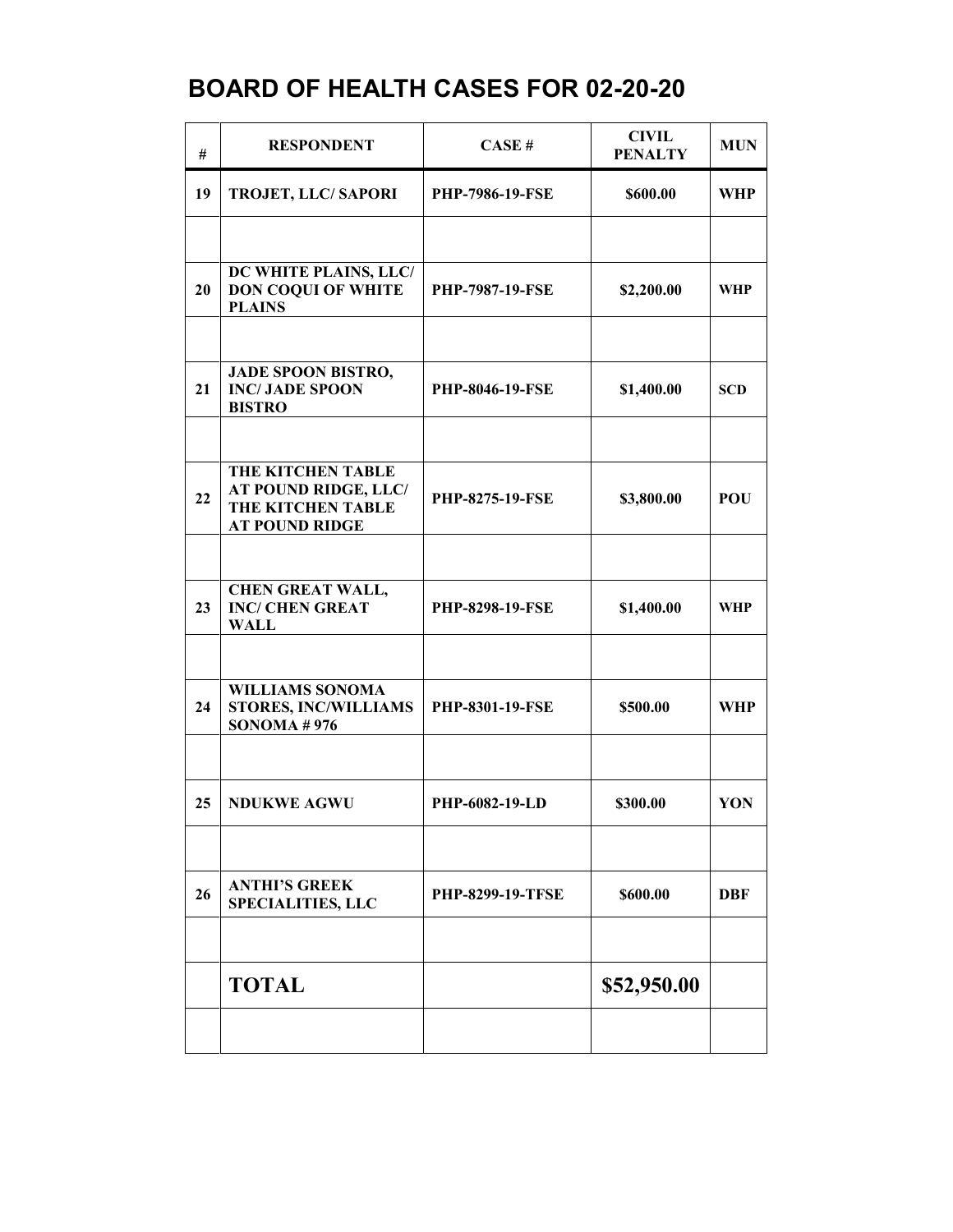# BOARD OF HEALTH CASES FOR 02-20-20

| # | RESPONDENT | CASE # | CIVIL PENALTY | MUN |
|---|---|---|---|---|
| 19 | TROJET, LLC/ SAPORI | PHP-7986-19-FSE | $600.00 | WHP |
| | | | | |
| 20 | DC WHITE PLAINS, LLC/ DON COQUI OF WHITE PLAINS | PHP-7987-19-FSE | $2,200.00 | WHP |
| | | | | |
| 21 | JADE SPOON BISTRO, INC/ JADE SPOON BISTRO | PHP-8046-19-FSE | $1,400.00 | SCD |
| | | | | |
| 22 | THE KITCHEN TABLE AT POUND RIDGE, LLC/ THE KITCHEN TABLE AT POUND RIDGE | PHP-8275-19-FSE | $3,800.00 | POU |
| | | | | |
| 23 | CHEN GREAT WALL, INC/ CHEN GREAT WALL | PHP-8298-19-FSE | $1,400.00 | WHP |
| | | | | |
| 24 | WILLIAMS SONOMA STORES, INC/WILLIAMS SONOMA # 976 | PHP-8301-19-FSE | $500.00 | WHP |
| | | | | |
| 25 | NDUKWE AGWU | PHP-6082-19-LD | $300.00 | YON |
| | | | | |
| 26 | ANTHI'S GREEK SPECIALITIES, LLC | PHP-8299-19-TFSE | $600.00 | DBF |
| | | | | |
| | **TOTAL** | | **$52,950.00** | |
| | | | | |